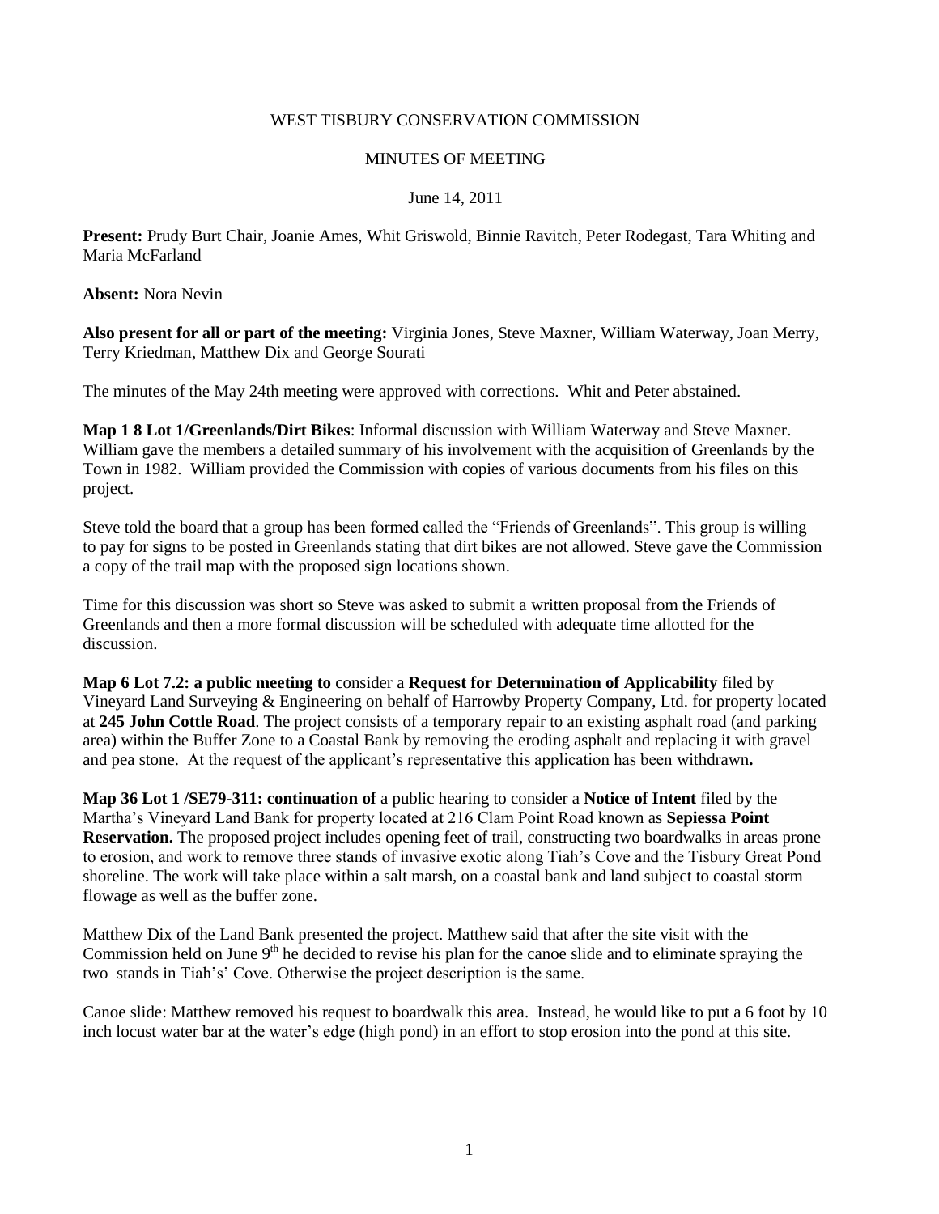WEST TISBURY CONSERVATION COMMISSION

MINUTES OF MEETING

June 14, 2011

**Present:** Prudy Burt Chair, Joanie Ames, Whit Griswold, Binnie Ravitch, Peter Rodegast, Tara Whiting and Maria McFarland

**Absent:** Nora Nevin

**Also present for all or part of the meeting:** Virginia Jones, Steve Maxner, William Waterway, Joan Merry, Terry Kriedman, Matthew Dix and George Sourati

The minutes of the May 24th meeting were approved with corrections. Whit and Peter abstained.

**Map 1 8 Lot 1/Greenlands/Dirt Bikes**: Informal discussion with William Waterway and Steve Maxner. William gave the members a detailed summary of his involvement with the acquisition of Greenlands by the Town in 1982. William provided the Commission with copies of various documents from his files on this project.

Steve told the board that a group has been formed called the "Friends of Greenlands". This group is willing to pay for signs to be posted in Greenlands stating that dirt bikes are not allowed. Steve gave the Commission a copy of the trail map with the proposed sign locations shown.

Time for this discussion was short so Steve was asked to submit a written proposal from the Friends of Greenlands and then a more formal discussion will be scheduled with adequate time allotted for the discussion.

**Map 6 Lot 7.2: a public meeting to** consider a **Request for Determination of Applicability** filed by Vineyard Land Surveying & Engineering on behalf of Harrowby Property Company, Ltd. for property located at **245 John Cottle Road**. The project consists of a temporary repair to an existing asphalt road (and parking area) within the Buffer Zone to a Coastal Bank by removing the eroding asphalt and replacing it with gravel and pea stone. At the request of the applicant's representative this application has been withdrawn**.**

**Map 36 Lot 1 /SE79-311: continuation of** a public hearing to consider a **Notice of Intent** filed by the Martha's Vineyard Land Bank for property located at 216 Clam Point Road known as **Sepiessa Point Reservation.** The proposed project includes opening feet of trail, constructing two boardwalks in areas prone to erosion, and work to remove three stands of invasive exotic along Tiah's Cove and the Tisbury Great Pond shoreline. The work will take place within a salt marsh, on a coastal bank and land subject to coastal storm flowage as well as the buffer zone.

Matthew Dix of the Land Bank presented the project. Matthew said that after the site visit with the Commission held on June 9th he decided to revise his plan for the canoe slide and to eliminate spraying the two stands in Tiah's' Cove. Otherwise the project description is the same.

Canoe slide: Matthew removed his request to boardwalk this area. Instead, he would like to put a 6 foot by 10 inch locust water bar at the water's edge (high pond) in an effort to stop erosion into the pond at this site.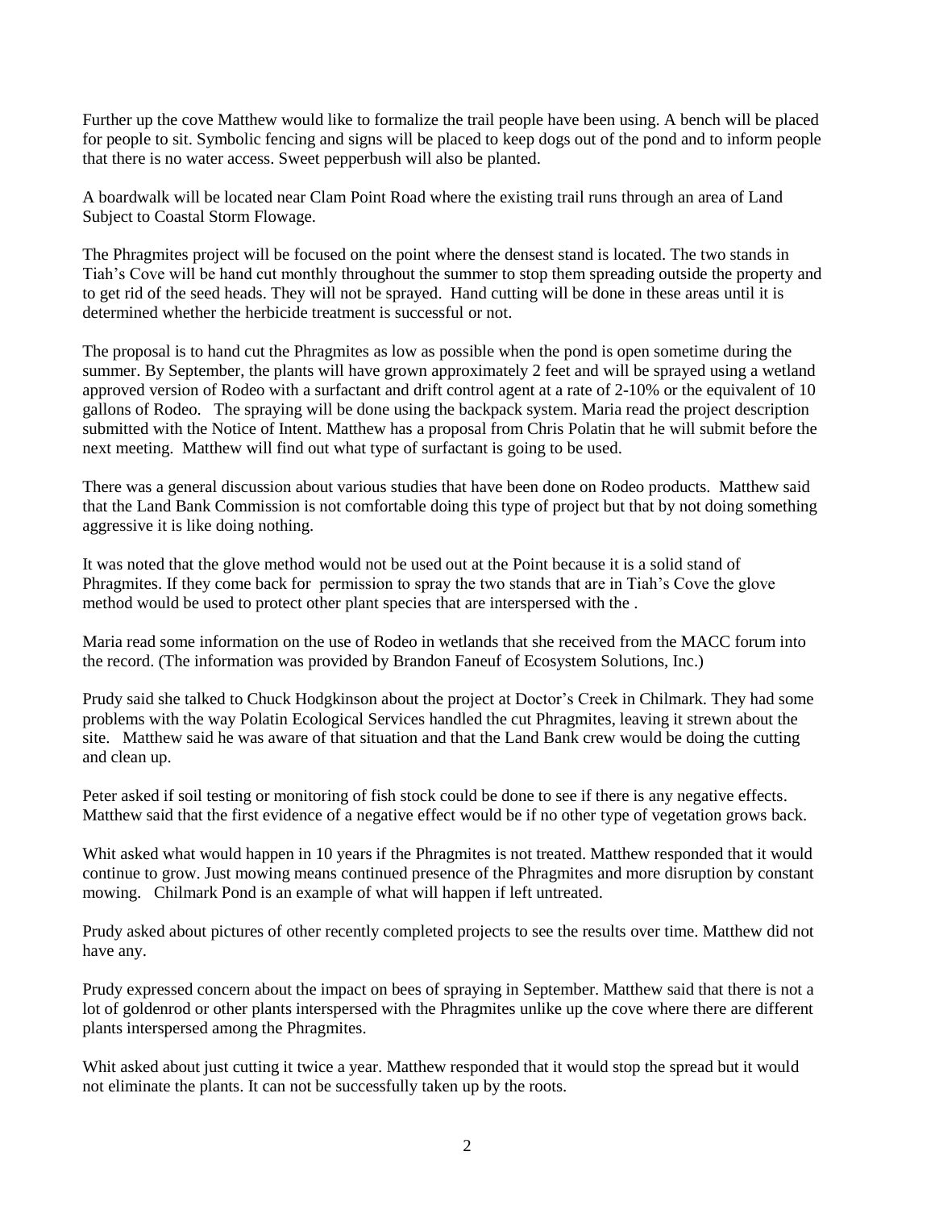Further up the cove Matthew would like to formalize the trail people have been using. A bench will be placed for people to sit. Symbolic fencing and signs will be placed to keep dogs out of the pond and to inform people that there is no water access. Sweet pepperbush will also be planted.

A boardwalk will be located near Clam Point Road where the existing trail runs through an area of Land Subject to Coastal Storm Flowage.

The Phragmites project will be focused on the point where the densest stand is located. The two stands in Tiah's Cove will be hand cut monthly throughout the summer to stop them spreading outside the property and to get rid of the seed heads. They will not be sprayed. Hand cutting will be done in these areas until it is determined whether the herbicide treatment is successful or not.

The proposal is to hand cut the Phragmites as low as possible when the pond is open sometime during the summer. By September, the plants will have grown approximately 2 feet and will be sprayed using a wetland approved version of Rodeo with a surfactant and drift control agent at a rate of 2-10% or the equivalent of 10 gallons of Rodeo. The spraying will be done using the backpack system. Maria read the project description submitted with the Notice of Intent. Matthew has a proposal from Chris Polatin that he will submit before the next meeting. Matthew will find out what type of surfactant is going to be used.

There was a general discussion about various studies that have been done on Rodeo products. Matthew said that the Land Bank Commission is not comfortable doing this type of project but that by not doing something aggressive it is like doing nothing.

It was noted that the glove method would not be used out at the Point because it is a solid stand of Phragmites. If they come back for permission to spray the two stands that are in Tiah's Cove the glove method would be used to protect other plant species that are interspersed with the .

Maria read some information on the use of Rodeo in wetlands that she received from the MACC forum into the record. (The information was provided by Brandon Faneuf of Ecosystem Solutions, Inc.)

Prudy said she talked to Chuck Hodgkinson about the project at Doctor's Creek in Chilmark. They had some problems with the way Polatin Ecological Services handled the cut Phragmites, leaving it strewn about the site. Matthew said he was aware of that situation and that the Land Bank crew would be doing the cutting and clean up.

Peter asked if soil testing or monitoring of fish stock could be done to see if there is any negative effects. Matthew said that the first evidence of a negative effect would be if no other type of vegetation grows back.

Whit asked what would happen in 10 years if the Phragmites is not treated. Matthew responded that it would continue to grow. Just mowing means continued presence of the Phragmites and more disruption by constant mowing. Chilmark Pond is an example of what will happen if left untreated.

Prudy asked about pictures of other recently completed projects to see the results over time. Matthew did not have any.

Prudy expressed concern about the impact on bees of spraying in September. Matthew said that there is not a lot of goldenrod or other plants interspersed with the Phragmites unlike up the cove where there are different plants interspersed among the Phragmites.

Whit asked about just cutting it twice a year. Matthew responded that it would stop the spread but it would not eliminate the plants. It can not be successfully taken up by the roots.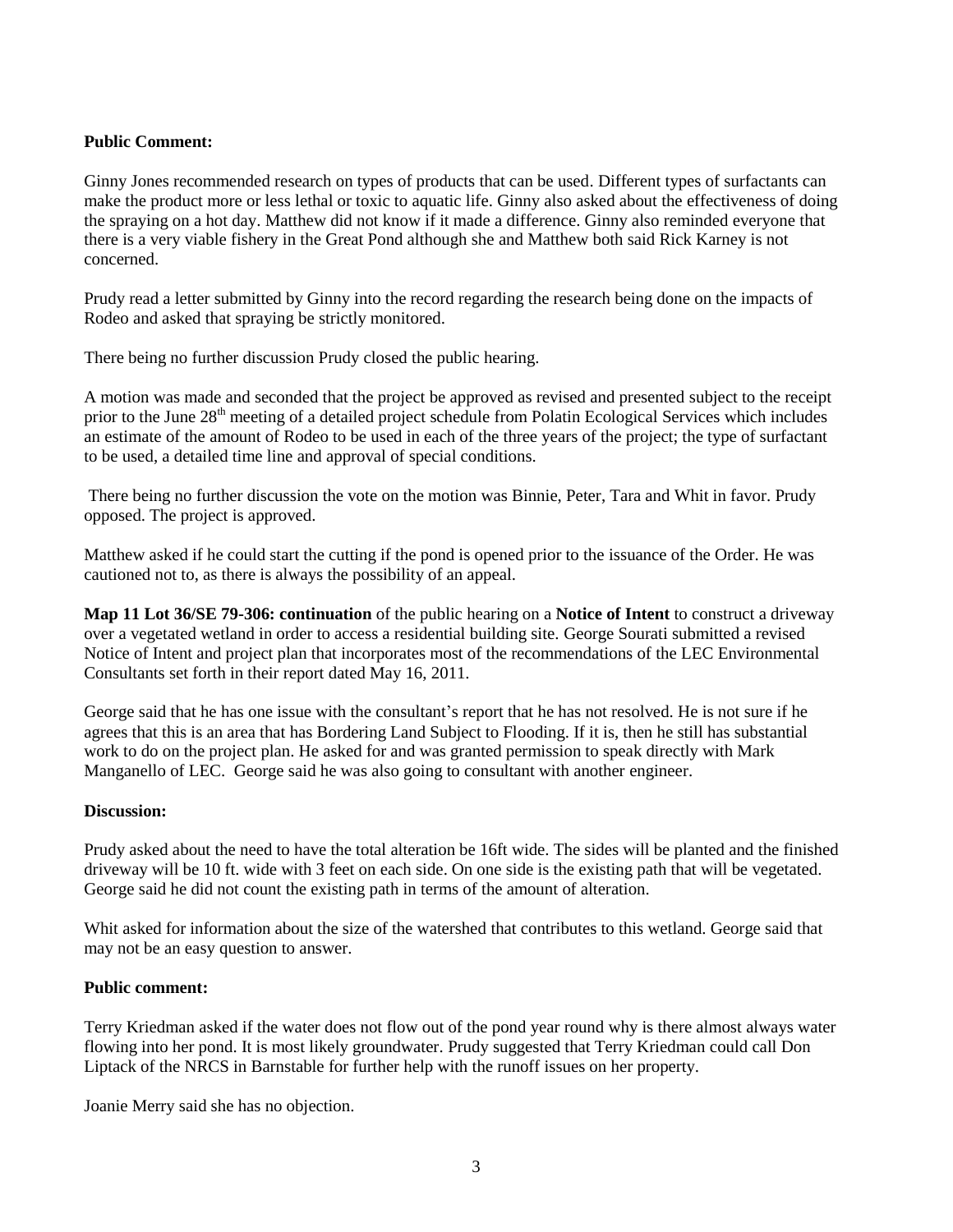**Public Comment:**

Ginny Jones recommended research on types of products that can be used. Different types of surfactants can make the product more or less lethal or toxic to aquatic life. Ginny also asked about the effectiveness of doing the spraying on a hot day. Matthew did not know if it made a difference. Ginny also reminded everyone that there is a very viable fishery in the Great Pond although she and Matthew both said Rick Karney is not concerned.

Prudy read a letter submitted by Ginny into the record regarding the research being done on the impacts of Rodeo and asked that spraying be strictly monitored.

There being no further discussion Prudy closed the public hearing.

A motion was made and seconded that the project be approved as revised and presented subject to the receipt prior to the June 28th meeting of a detailed project schedule from Polatin Ecological Services which includes an estimate of the amount of Rodeo to be used in each of the three years of the project; the type of surfactant to be used, a detailed time line and approval of special conditions.

There being no further discussion the vote on the motion was Binnie, Peter, Tara and Whit in favor. Prudy opposed. The project is approved.

Matthew asked if he could start the cutting if the pond is opened prior to the issuance of the Order. He was cautioned not to, as there is always the possibility of an appeal.

**Map 11 Lot 36/SE 79-306: continuation** of the public hearing on a **Notice of Intent** to construct a driveway over a vegetated wetland in order to access a residential building site. George Sourati submitted a revised Notice of Intent and project plan that incorporates most of the recommendations of the LEC Environmental Consultants set forth in their report dated May 16, 2011.

George said that he has one issue with the consultant's report that he has not resolved. He is not sure if he agrees that this is an area that has Bordering Land Subject to Flooding. If it is, then he still has substantial work to do on the project plan. He asked for and was granted permission to speak directly with Mark Manganello of LEC. George said he was also going to consultant with another engineer.

**Discussion:**

Prudy asked about the need to have the total alteration be 16ft wide. The sides will be planted and the finished driveway will be 10 ft. wide with 3 feet on each side. On one side is the existing path that will be vegetated. George said he did not count the existing path in terms of the amount of alteration.

Whit asked for information about the size of the watershed that contributes to this wetland. George said that may not be an easy question to answer.

**Public comment:**

Terry Kriedman asked if the water does not flow out of the pond year round why is there almost always water flowing into her pond. It is most likely groundwater. Prudy suggested that Terry Kriedman could call Don Liptack of the NRCS in Barnstable for further help with the runoff issues on her property.

Joanie Merry said she has no objection.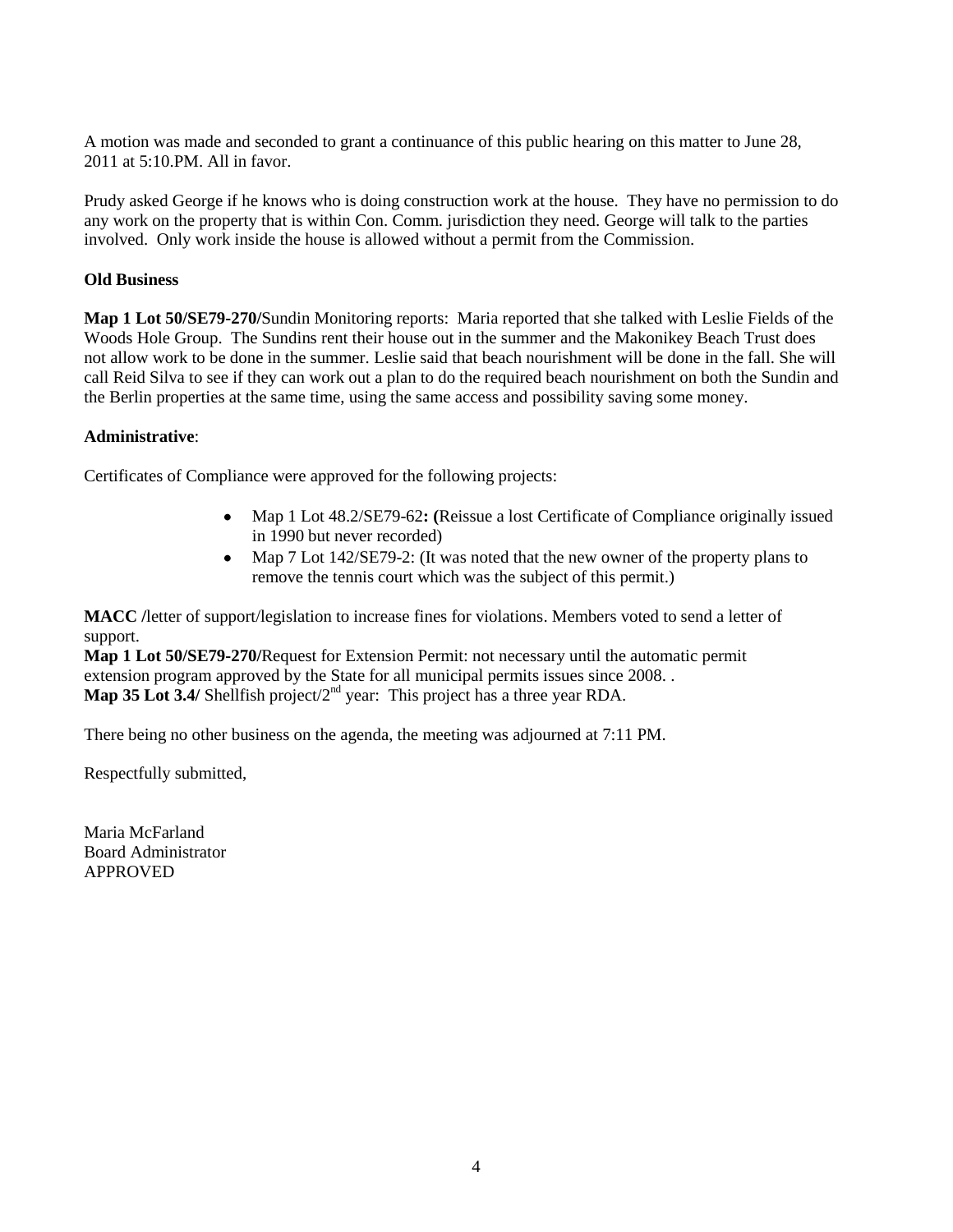A motion was made and seconded to grant a continuance of this public hearing on this matter to June 28, 2011 at 5:10.PM. All in favor.

Prudy asked George if he knows who is doing construction work at the house. They have no permission to do any work on the property that is within Con. Comm. jurisdiction they need. George will talk to the parties involved. Only work inside the house is allowed without a permit from the Commission.

**Old Business**

**Map 1 Lot 50/SE79-270/**Sundin Monitoring reports: Maria reported that she talked with Leslie Fields of the Woods Hole Group. The Sundins rent their house out in the summer and the Makonikey Beach Trust does not allow work to be done in the summer. Leslie said that beach nourishment will be done in the fall. She will call Reid Silva to see if they can work out a plan to do the required beach nourishment on both the Sundin and the Berlin properties at the same time, using the same access and possibility saving some money.

**Administrative**:

Certificates of Compliance were approved for the following projects:

- Map 1 Lot 48.2/SE79-62**: (**Reissue a lost Certificate of Compliance originally issued in 1990 but never recorded)
- Map 7 Lot 142/SE79-2: (It was noted that the new owner of the property plans to remove the tennis court which was the subject of this permit.)

**MACC /**letter of support/legislation to increase fines for violations. Members voted to send a letter of support.
**Map 1 Lot 50/SE79-270/**Request for Extension Permit: not necessary until the automatic permit extension program approved by the State for all municipal permits issues since 2008. .
**Map 35 Lot 3.4/** Shellfish project/2nd year: This project has a three year RDA.

There being no other business on the agenda, the meeting was adjourned at 7:11 PM.

Respectfully submitted,

Maria McFarland
Board Administrator
APPROVED